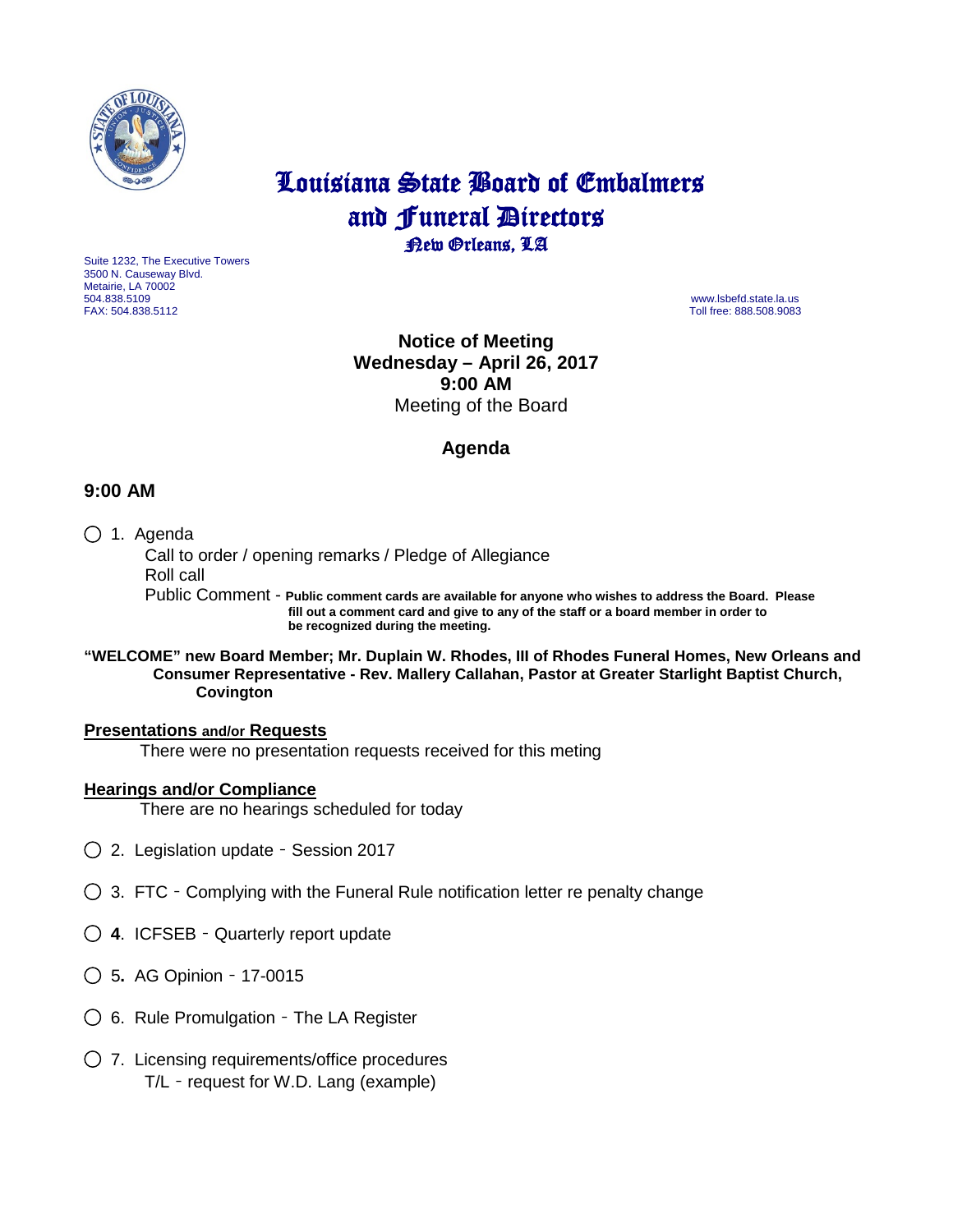# Louisiana State Board of Embalmers and Funeral Directors

## New Orleans, LA

Suite 1232, The Executive Towers
3500 N. Causeway Blvd.
Metairie, LA 70002
504.838.5109
FAX: 504.838.5112

www.lsbefd.state.la.us
Toll free: 888.508.9083

**Notice of Meeting**
**Wednesday – April 26, 2017**
**9:00 AM**
Meeting of the Board

## Agenda

### 9:00 AM

○ 1. Agenda
  Call to order / opening remarks / Pledge of Allegiance
  Roll call
  Public Comment - **Public comment cards are available for anyone who wishes to address the Board. Please fill out a comment card and give to any of the staff or a board member in order to be recognized during the meeting.**

**"WELCOME" new Board Member; Mr. Duplain W. Rhodes, III of Rhodes Funeral Homes, New Orleans and Consumer Representative - Rev. Mallery Callahan, Pastor at Greater Starlight Baptist Church, Covington**

**Presentations and/or Requests**

There were no presentation requests received for this meting

**Hearings and/or Compliance**

There are no hearings scheduled for today

○ 2. Legislation update - Session 2017

○ 3. FTC - Complying with the Funeral Rule notification letter re penalty change

○ **4**. ICFSEB - Quarterly report update

○ 5**.** AG Opinion - 17-0015

○ 6. Rule Promulgation - The LA Register

○ 7. Licensing requirements/office procedures
  T/L - request for W.D. Lang (example)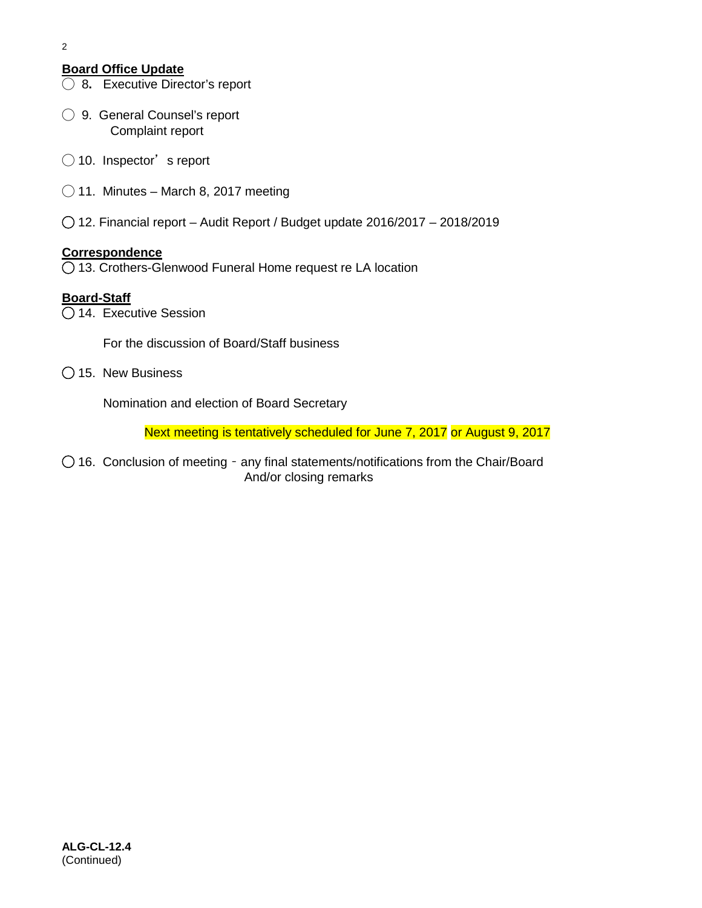**Board Office Update**

◯ 8. Executive Director's report

◯ 9. General Counsel's report
Complaint report

◯ 10. Inspector's report

◯ 11. Minutes – March 8, 2017 meeting

◯ 12. Financial report – Audit Report / Budget update 2016/2017 – 2018/2019

**Correspondence**

◯ 13. Crothers-Glenwood Funeral Home request re LA location

**Board-Staff**

◯ 14. Executive Session

For the discussion of Board/Staff business

◯ 15. New Business

Nomination and election of Board Secretary

Next meeting is tentatively scheduled for June 7, 2017 or August 9, 2017

◯ 16. Conclusion of meeting - any final statements/notifications from the Chair/Board And/or closing remarks

**ALG-CL-12.4**
(Continued)